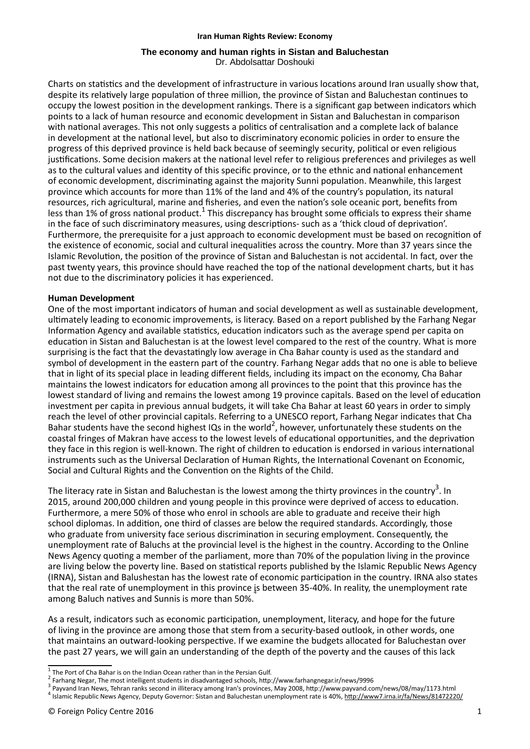Iran Human Rights Review: Economy

# The economy and human rights in Sistan and Baluchestan

Dr. Abdolsattar Doshouki

Charts on statistics and the development of infrastructure in various locations around Iran usually show that, despite its relatively large population of three million, the province of Sistan and Baluchestan continues to occupy the lowest position in the development rankings. There is a significant gap between indicators which points to a lack of human resource and economic development in Sistan and Baluchestan in comparison with national averages. This not only suggests a politics of centralisation and a complete lack of balance in development at the national level, but also to discriminatory economic policies in order to ensure the progress of this deprived province is held back because of seemingly security, political or even religious justifications. Some decision makers at the national level refer to religious preferences and privileges as well as to the cultural values and identity of this specific province, or to the ethnic and national enhancement of economic development, discriminating against the majority Sunni population. Meanwhile, this largest province which accounts for more than 11% of the land and 4% of the country's population, its natural resources, rich agricultural, marine and fisheries, and even the nation's sole oceanic port, benefits from less than 1% of gross national product.[1] This discrepancy has brought some officials to express their shame in the face of such discriminatory measures, using descriptions- such as a 'thick cloud of deprivation'. Furthermore, the prerequisite for a just approach to economic development must be based on recognition of the existence of economic, social and cultural inequalities across the country. More than 37 years since the Islamic Revolution, the position of the province of Sistan and Baluchestan is not accidental. In fact, over the past twenty years, this province should have reached the top of the national development charts, but it has not due to the discriminatory policies it has experienced.

**Human Development**

One of the most important indicators of human and social development as well as sustainable development, ultimately leading to economic improvements, is literacy. Based on a report published by the Farhang Negar Information Agency and available statistics, education indicators such as the average spend per capita on education in Sistan and Baluchestan is at the lowest level compared to the rest of the country. What is more surprising is the fact that the devastatingly low average in Cha Bahar county is used as the standard and symbol of development in the eastern part of the country. Farhang Negar adds that no one is able to believe that in light of its special place in leading different fields, including its impact on the economy, Cha Bahar maintains the lowest indicators for education among all provinces to the point that this province has the lowest standard of living and remains the lowest among 19 province capitals. Based on the level of education investment per capita in previous annual budgets, it will take Cha Bahar at least 60 years in order to simply reach the level of other provincial capitals. Referring to a UNESCO report, Farhang Negar indicates that Cha Bahar students have the second highest IQs in the world[2], however, unfortunately these students on the coastal fringes of Makran have access to the lowest levels of educational opportunities, and the deprivation they face in this region is well-known. The right of children to education is endorsed in various international instruments such as the Universal Declaration of Human Rights, the International Covenant on Economic, Social and Cultural Rights and the Convention on the Rights of the Child.

The literacy rate in Sistan and Baluchestan is the lowest among the thirty provinces in the country[3]. In 2015, around 200,000 children and young people in this province were deprived of access to education. Furthermore, a mere 50% of those who enrol in schools are able to graduate and receive their high school diplomas. In addition, one third of classes are below the required standards. Accordingly, those who graduate from university face serious discrimination in securing employment. Consequently, the unemployment rate of Baluchs at the provincial level is the highest in the country. According to the Online News Agency quoting a member of the parliament, more than 70% of the population living in the province are living below the poverty line. Based on statistical reports published by the Islamic Republic News Agency (IRNA), Sistan and Balushestan has the lowest rate of economic participation in the country. IRNA also states that the real rate of unemployment in this province is between 35-40%.[4] In reality, the unemployment rate among Baluch natives and Sunnis is more than 50%.

As a result, indicators such as economic participation, unemployment, literacy, and hope for the future of living in the province are among those that stem from a security-based outlook, in other words, one that maintains an outward-looking perspective. If we examine the budgets allocated for Baluchestan over the past 27 years, we will gain an understanding of the depth of the poverty and the causes of this lack

---

[1] The Port of Cha Bahar is on the Indian Ocean rather than in the Persian Gulf.

[2] Farhang Negar, The most intelligent students in disadvantaged schools, http://www.farhangnegar.ir/news/9996

[3] Payvand Iran News, Tehran ranks second in illiteracy among Iran's provinces, May 2008, http://www.payvand.com/news/08/may/1173.html

[4] Islamic Republic News Agency, Deputy Governor: Sistan and Baluchestan unemployment rate is 40%, http://www7.irna.ir/fa/News/81472220/

© Foreign Policy Centre 2016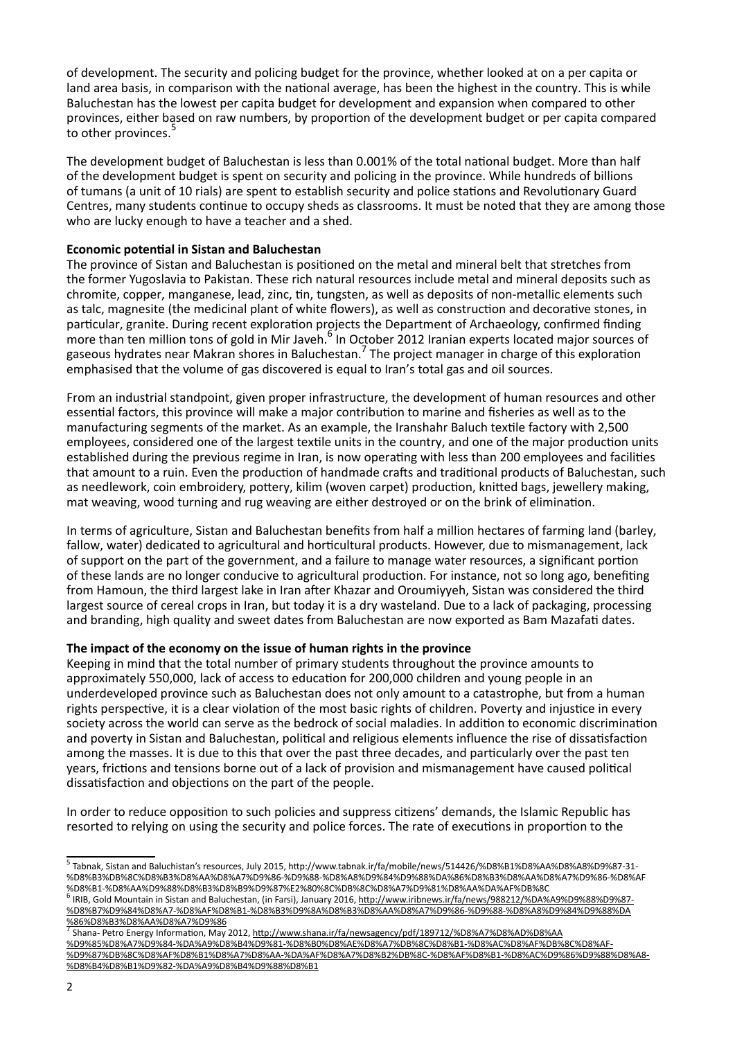of development. The security and policing budget for the province, whether looked at on a per capita or land area basis, in comparison with the national average, has been the highest in the country. This is while Baluchestan has the lowest per capita budget for development and expansion when compared to other provinces, either based on raw numbers, by proportion of the development budget or per capita compared to other provinces.[5]

The development budget of Baluchestan is less than 0.001% of the total national budget. More than half of the development budget is spent on security and policing in the province. While hundreds of billions of tumans (a unit of 10 rials) are spent to establish security and police stations and Revolutionary Guard Centres, many students continue to occupy sheds as classrooms. It must be noted that they are among those who are lucky enough to have a teacher and a shed.

**Economic potential in Sistan and Baluchestan**

The province of Sistan and Baluchestan is positioned on the metal and mineral belt that stretches from the former Yugoslavia to Pakistan. These rich natural resources include metal and mineral deposits such as chromite, copper, manganese, lead, zinc, tin, tungsten, as well as deposits of non-metallic elements such as talc, magnesite (the medicinal plant of white flowers), as well as construction and decorative stones, in particular, granite. During recent exploration projects the Department of Archaeology, confirmed finding more than ten million tons of gold in Mir Javeh.[6] In October 2012 Iranian experts located major sources of gaseous hydrates near Makran shores in Baluchestan.[7] The project manager in charge of this exploration emphasised that the volume of gas discovered is equal to Iran's total gas and oil sources.

From an industrial standpoint, given proper infrastructure, the development of human resources and other essential factors, this province will make a major contribution to marine and fisheries as well as to the manufacturing segments of the market. As an example, the Iranshahr Baluch textile factory with 2,500 employees, considered one of the largest textile units in the country, and one of the major production units established during the previous regime in Iran, is now operating with less than 200 employees and facilities that amount to a ruin. Even the production of handmade crafts and traditional products of Baluchestan, such as needlework, coin embroidery, pottery, kilim (woven carpet) production, knitted bags, jewellery making, mat weaving, wood turning and rug weaving are either destroyed or on the brink of elimination.

In terms of agriculture, Sistan and Baluchestan benefits from half a million hectares of farming land (barley, fallow, water) dedicated to agricultural and horticultural products. However, due to mismanagement, lack of support on the part of the government, and a failure to manage water resources, a significant portion of these lands are no longer conducive to agricultural production. For instance, not so long ago, benefiting from Hamoun, the third largest lake in Iran after Khazar and Oroumiyyeh, Sistan was considered the third largest source of cereal crops in Iran, but today it is a dry wasteland. Due to a lack of packaging, processing and branding, high quality and sweet dates from Baluchestan are now exported as Bam Mazafati dates.

**The impact of the economy on the issue of human rights in the province**

Keeping in mind that the total number of primary students throughout the province amounts to approximately 550,000, lack of access to education for 200,000 children and young people in an underdeveloped province such as Baluchestan does not only amount to a catastrophe, but from a human rights perspective, it is a clear violation of the most basic rights of children. Poverty and injustice in every society across the world can serve as the bedrock of social maladies. In addition to economic discrimination and poverty in Sistan and Baluchestan, political and religious elements influence the rise of dissatisfaction among the masses. It is due to this that over the past three decades, and particularly over the past ten years, frictions and tensions borne out of a lack of provision and mismanagement have caused political dissatisfaction and objections on the part of the people.

In order to reduce opposition to such policies and suppress citizens' demands, the Islamic Republic has resorted to relying on using the security and police forces. The rate of executions in proportion to the

---

[5] Tabnak, Sistan and Baluchistan's resources, July 2015, http://www.tabnak.ir/fa/mobile/news/514426/%D8%B1%D8%AA%D8%A8%D9%87-31-%D8%B3%DB%8C%D8%B3%D8%AA%D8%A7%D9%86-%D9%88-%D8%A8%D9%84%D9%88%DA%86%D8%B3%D8%AA%D8%A7%D9%86-%D8%AF%D8%B1-%D8%AA%D9%88%D8%B3%D8%B9%D9%87%E2%80%8C%DB%8C%D8%A7%D9%81%D8%AA%DA%AF%DB%8C

[6] IRIB, Gold Mountain in Sistan and Baluchestan, (in Farsi), January 2016, http://www.iribnews.ir/fa/news/988212/%DA%A9%D9%88%D9%87-%D8%B7%D9%84%D8%A7-%D8%AF%D8%B1-%D8%B3%DB%8C%D8%B3%D8%AA%D8%A7%D9%86-%D9%88-%D8%A8%D9%84%D9%88%DA%86%D8%B3%D8%AA%D8%A7%D9%86

[7] Shana- Petro Energy Information, May 2012, http://www.shana.ir/fa/newsagency/pdf/189712/%D8%A7%D8%AD%D8%AA%D9%85%D8%A7%D9%84-%DA%A9%D8%B4%D9%81-%D8%B0%D8%AE%D8%A7%DB%8C%D8%B1-%D8%AC%D8%AF%DB%8C%D8%AF-%D9%87%DB%8C%D8%AF%D8%B1%D8%A7%D8%AA-%DA%AF%D8%A7%D8%B2%DB%8C-%D8%AF%D8%B1-%D8%AC%D9%86%D9%88%D8%A8-%D8%B4%D8%B1%D9%82-%DA%A9%D8%B4%D9%88%D8%B1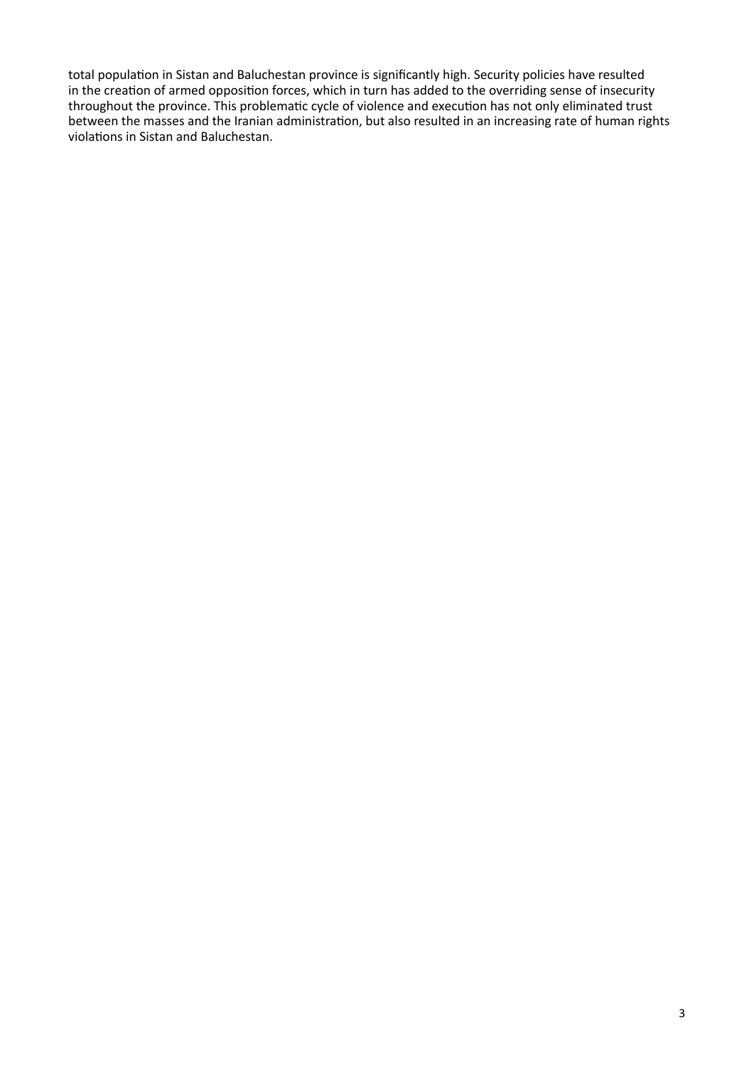total population in Sistan and Baluchestan province is significantly high. Security policies have resulted in the creation of armed opposition forces, which in turn has added to the overriding sense of insecurity throughout the province. This problematic cycle of violence and execution has not only eliminated trust between the masses and the Iranian administration, but also resulted in an increasing rate of human rights violations in Sistan and Baluchestan.